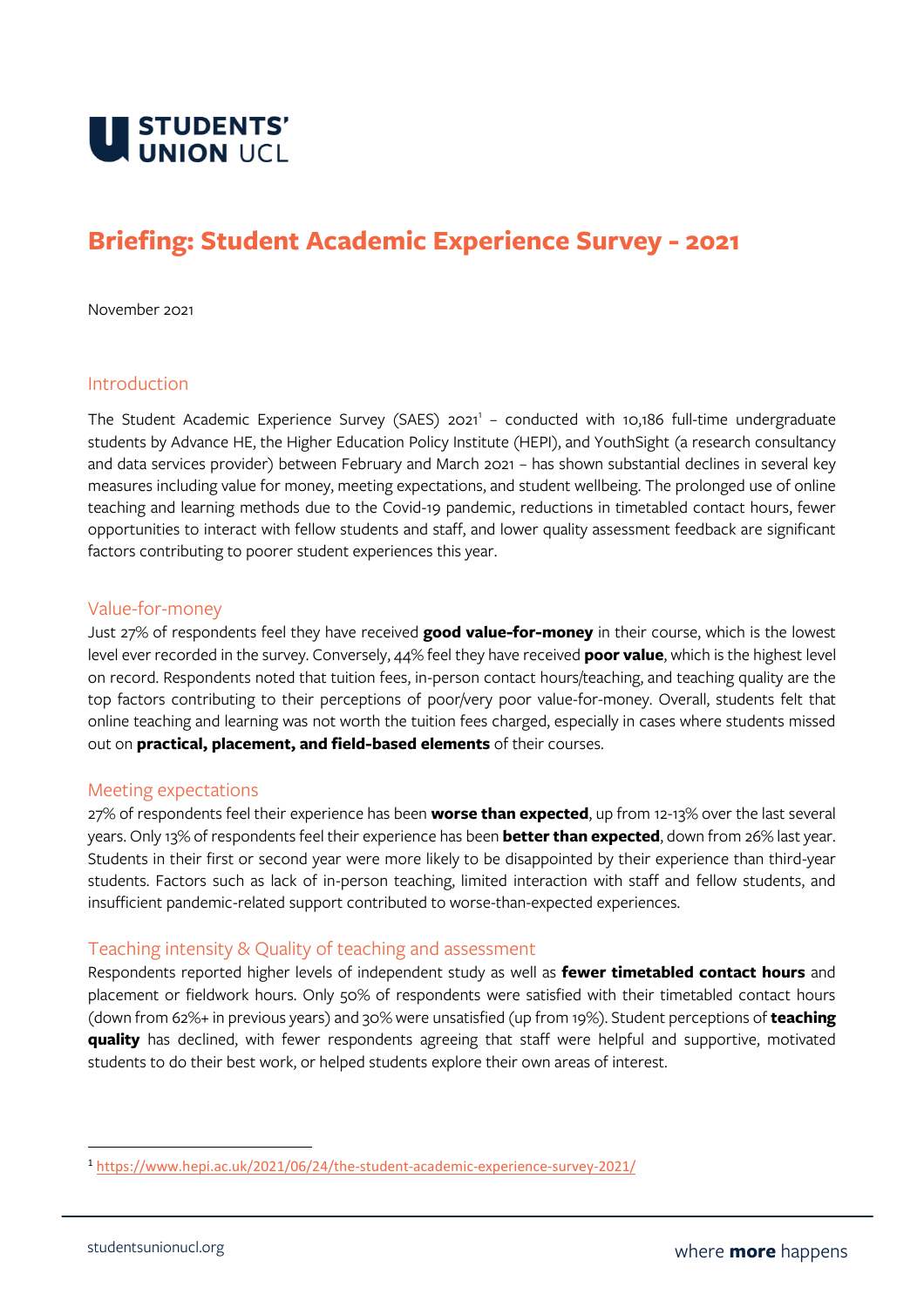STUDENTS' UNION UCL

# Briefing: Student Academic Experience Survey - 2021

November 2021

## Introduction

The Student Academic Experience Survey (SAES) 2021[1] – conducted with 10,186 full-time undergraduate students by Advance HE, the Higher Education Policy Institute (HEPI), and YouthSight (a research consultancy and data services provider) between February and March 2021 – has shown substantial declines in several key measures including value for money, meeting expectations, and student wellbeing. The prolonged use of online teaching and learning methods due to the Covid-19 pandemic, reductions in timetabled contact hours, fewer opportunities to interact with fellow students and staff, and lower quality assessment feedback are significant factors contributing to poorer student experiences this year.

## Value-for-money

Just 27% of respondents feel they have received **good value-for-money** in their course, which is the lowest level ever recorded in the survey. Conversely, 44% feel they have received **poor value**, which is the highest level on record. Respondents noted that tuition fees, in-person contact hours/teaching, and teaching quality are the top factors contributing to their perceptions of poor/very poor value-for-money. Overall, students felt that online teaching and learning was not worth the tuition fees charged, especially in cases where students missed out on **practical, placement, and field-based elements** of their courses.

## Meeting expectations

27% of respondents feel their experience has been **worse than expected**, up from 12-13% over the last several years. Only 13% of respondents feel their experience has been **better than expected**, down from 26% last year. Students in their first or second year were more likely to be disappointed by their experience than third-year students. Factors such as lack of in-person teaching, limited interaction with staff and fellow students, and insufficient pandemic-related support contributed to worse-than-expected experiences.

## Teaching intensity & Quality of teaching and assessment

Respondents reported higher levels of independent study as well as **fewer timetabled contact hours** and placement or fieldwork hours. Only 50% of respondents were satisfied with their timetabled contact hours (down from 62%+ in previous years) and 30% were unsatisfied (up from 19%). Student perceptions of **teaching quality** has declined, with fewer respondents agreeing that staff were helpful and supportive, motivated students to do their best work, or helped students explore their own areas of interest.

---

[1] https://www.hepi.ac.uk/2021/06/24/the-student-academic-experience-survey-2021/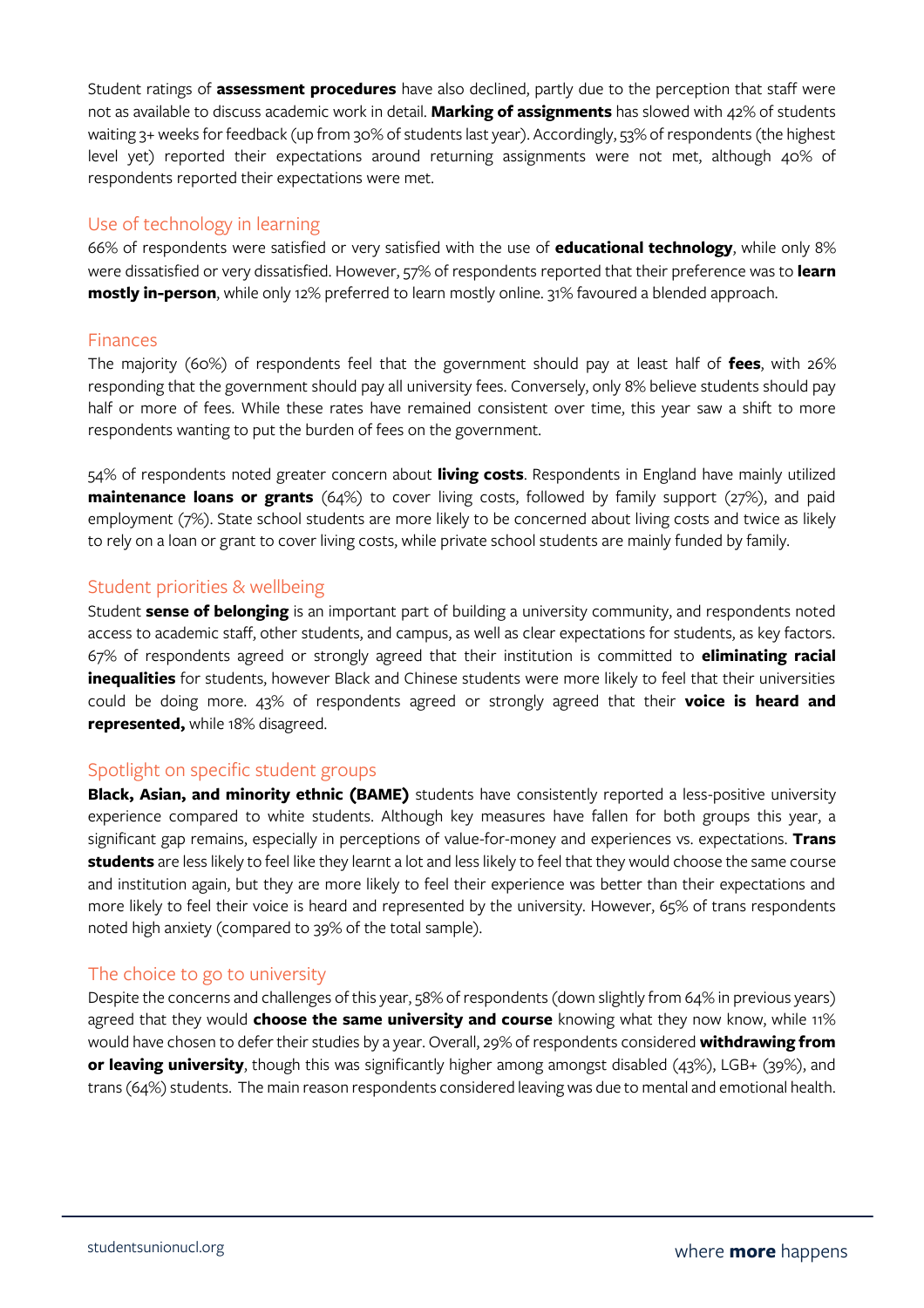Student ratings of **assessment procedures** have also declined, partly due to the perception that staff were not as available to discuss academic work in detail. **Marking of assignments** has slowed with 42% of students waiting 3+ weeks for feedback (up from 30% of students last year). Accordingly, 53% of respondents (the highest level yet) reported their expectations around returning assignments were not met, although 40% of respondents reported their expectations were met.

## Use of technology in learning

66% of respondents were satisfied or very satisfied with the use of **educational technology**, while only 8% were dissatisfied or very dissatisfied. However, 57% of respondents reported that their preference was to **learn mostly in-person**, while only 12% preferred to learn mostly online. 31% favoured a blended approach.

## Finances

The majority (60%) of respondents feel that the government should pay at least half of **fees**, with 26% responding that the government should pay all university fees. Conversely, only 8% believe students should pay half or more of fees. While these rates have remained consistent over time, this year saw a shift to more respondents wanting to put the burden of fees on the government.

54% of respondents noted greater concern about **living costs**. Respondents in England have mainly utilized **maintenance loans or grants** (64%) to cover living costs, followed by family support (27%), and paid employment (7%). State school students are more likely to be concerned about living costs and twice as likely to rely on a loan or grant to cover living costs, while private school students are mainly funded by family.

## Student priorities & wellbeing

Student **sense of belonging** is an important part of building a university community, and respondents noted access to academic staff, other students, and campus, as well as clear expectations for students, as key factors. 67% of respondents agreed or strongly agreed that their institution is committed to **eliminating racial inequalities** for students, however Black and Chinese students were more likely to feel that their universities could be doing more. 43% of respondents agreed or strongly agreed that their **voice is heard and represented,** while 18% disagreed.

## Spotlight on specific student groups

**Black, Asian, and minority ethnic (BAME)** students have consistently reported a less-positive university experience compared to white students. Although key measures have fallen for both groups this year, a significant gap remains, especially in perceptions of value-for-money and experiences vs. expectations. **Trans students** are less likely to feel like they learnt a lot and less likely to feel that they would choose the same course and institution again, but they are more likely to feel their experience was better than their expectations and more likely to feel their voice is heard and represented by the university. However, 65% of trans respondents noted high anxiety (compared to 39% of the total sample).

## The choice to go to university

Despite the concerns and challenges of this year, 58% of respondents (down slightly from 64% in previous years) agreed that they would **choose the same university and course** knowing what they now know, while 11% would have chosen to defer their studies by a year. Overall, 29% of respondents considered **withdrawing from or leaving university**, though this was significantly higher among amongst disabled (43%), LGB+ (39%), and trans (64%) students. The main reason respondents considered leaving was due to mental and emotional health.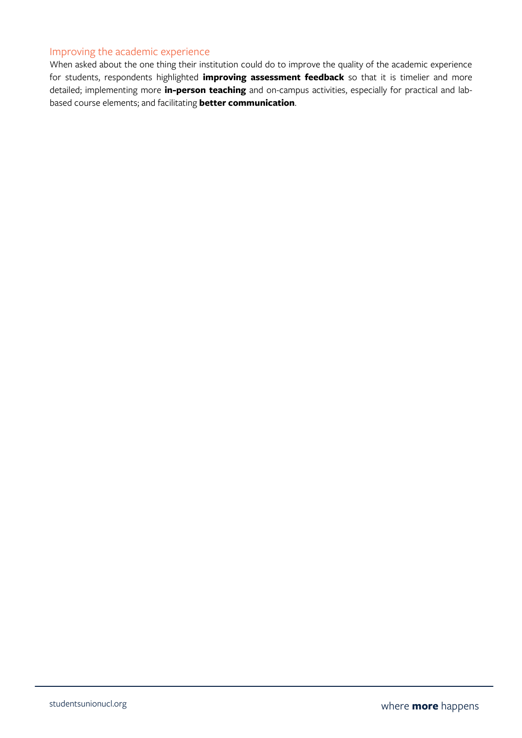## Improving the academic experience

When asked about the one thing their institution could do to improve the quality of the academic experience for students, respondents highlighted **improving assessment feedback** so that it is timelier and more detailed; implementing more **in-person teaching** and on-campus activities, especially for practical and lab-based course elements; and facilitating **better communication**.